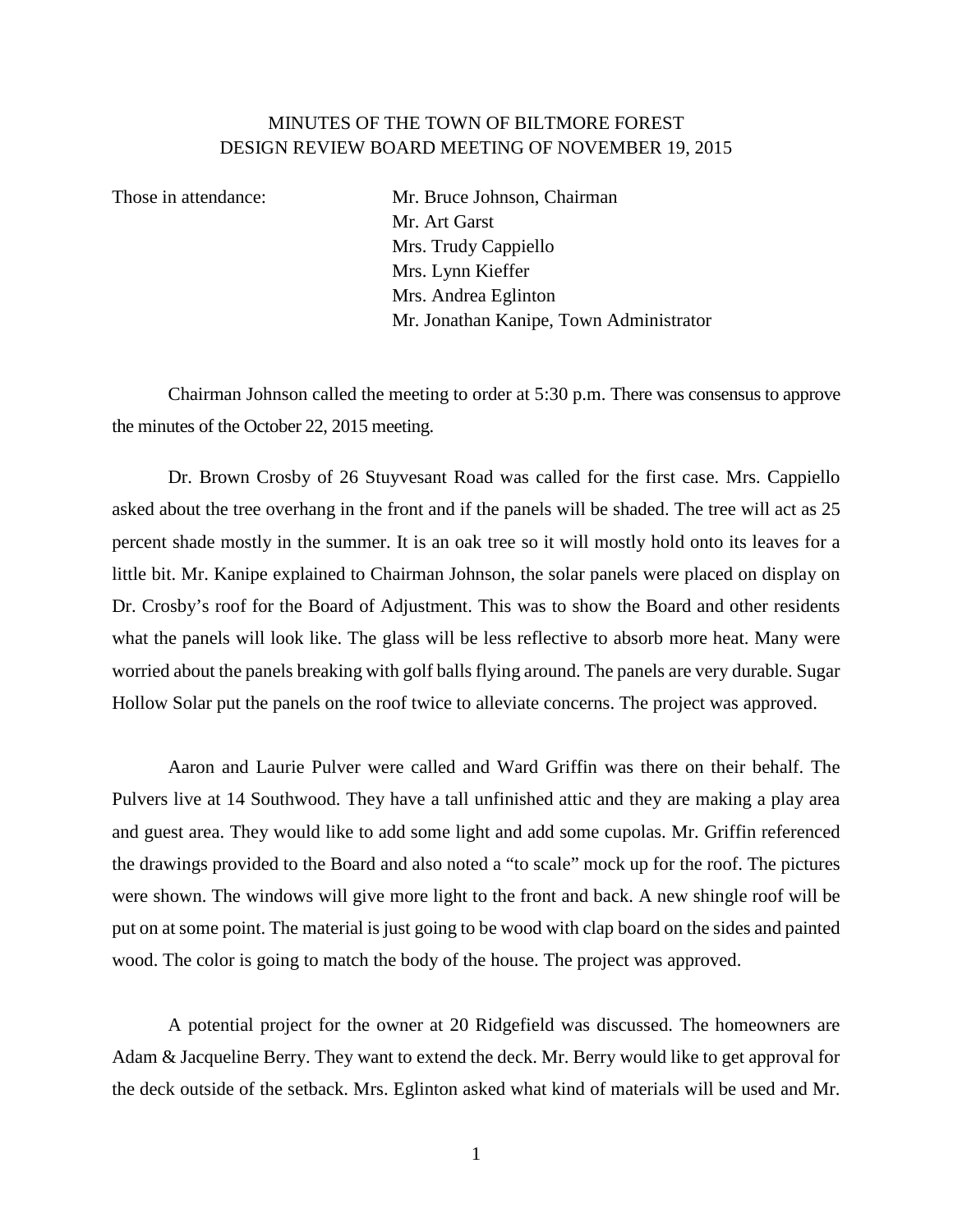# MINUTES OF THE TOWN OF BILTMORE FOREST
## DESIGN REVIEW BOARD MEETING OF NOVEMBER 19, 2015

Those in attendance:

Mr. Bruce Johnson, Chairman
Mr. Art Garst
Mrs. Trudy Cappiello
Mrs. Lynn Kieffer
Mrs. Andrea Eglinton
Mr. Jonathan Kanipe, Town Administrator

Chairman Johnson called the meeting to order at 5:30 p.m. There was consensus to approve the minutes of the October 22, 2015 meeting.

Dr. Brown Crosby of 26 Stuyvesant Road was called for the first case. Mrs. Cappiello asked about the tree overhang in the front and if the panels will be shaded. The tree will act as 25 percent shade mostly in the summer. It is an oak tree so it will mostly hold onto its leaves for a little bit. Mr. Kanipe explained to Chairman Johnson, the solar panels were placed on display on Dr. Crosby's roof for the Board of Adjustment. This was to show the Board and other residents what the panels will look like. The glass will be less reflective to absorb more heat. Many were worried about the panels breaking with golf balls flying around. The panels are very durable. Sugar Hollow Solar put the panels on the roof twice to alleviate concerns. The project was approved.

Aaron and Laurie Pulver were called and Ward Griffin was there on their behalf. The Pulvers live at 14 Southwood. They have a tall unfinished attic and they are making a play area and guest area. They would like to add some light and add some cupolas. Mr. Griffin referenced the drawings provided to the Board and also noted a "to scale" mock up for the roof. The pictures were shown. The windows will give more light to the front and back. A new shingle roof will be put on at some point. The material is just going to be wood with clap board on the sides and painted wood. The color is going to match the body of the house. The project was approved.

A potential project for the owner at 20 Ridgefield was discussed. The homeowners are Adam & Jacqueline Berry. They want to extend the deck. Mr. Berry would like to get approval for the deck outside of the setback. Mrs. Eglinton asked what kind of materials will be used and Mr.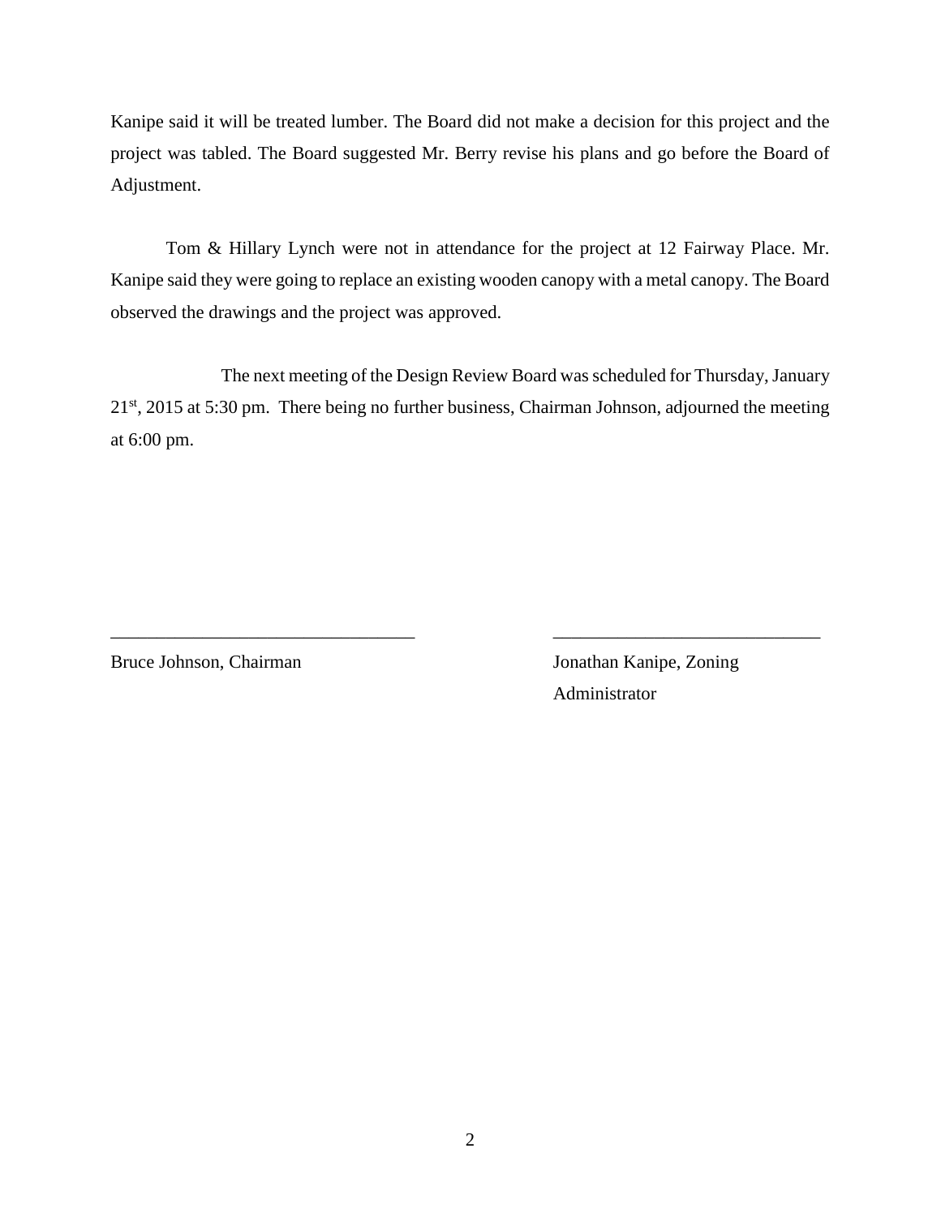Kanipe said it will be treated lumber. The Board did not make a decision for this project and the project was tabled. The Board suggested Mr. Berry revise his plans and go before the Board of Adjustment.

Tom & Hillary Lynch were not in attendance for the project at 12 Fairway Place. Mr. Kanipe said they were going to replace an existing wooden canopy with a metal canopy. The Board observed the drawings and the project was approved.

The next meeting of the Design Review Board was scheduled for Thursday, January 21st, 2015 at 5:30 pm. There being no further business, Chairman Johnson, adjourned the meeting at 6:00 pm.

\_\_\_\_\_\_\_\_\_\_\_\_\_\_\_\_\_\_\_\_\_\_\_\_\_\_\_\_\_\_\_\_\_\_\_

Bruce Johnson, Chairman

\_\_\_\_\_\_\_\_\_\_\_\_\_\_\_\_\_\_\_\_\_\_\_\_\_\_\_\_\_\_\_\_\_\_\_

Jonathan Kanipe, Zoning Administrator